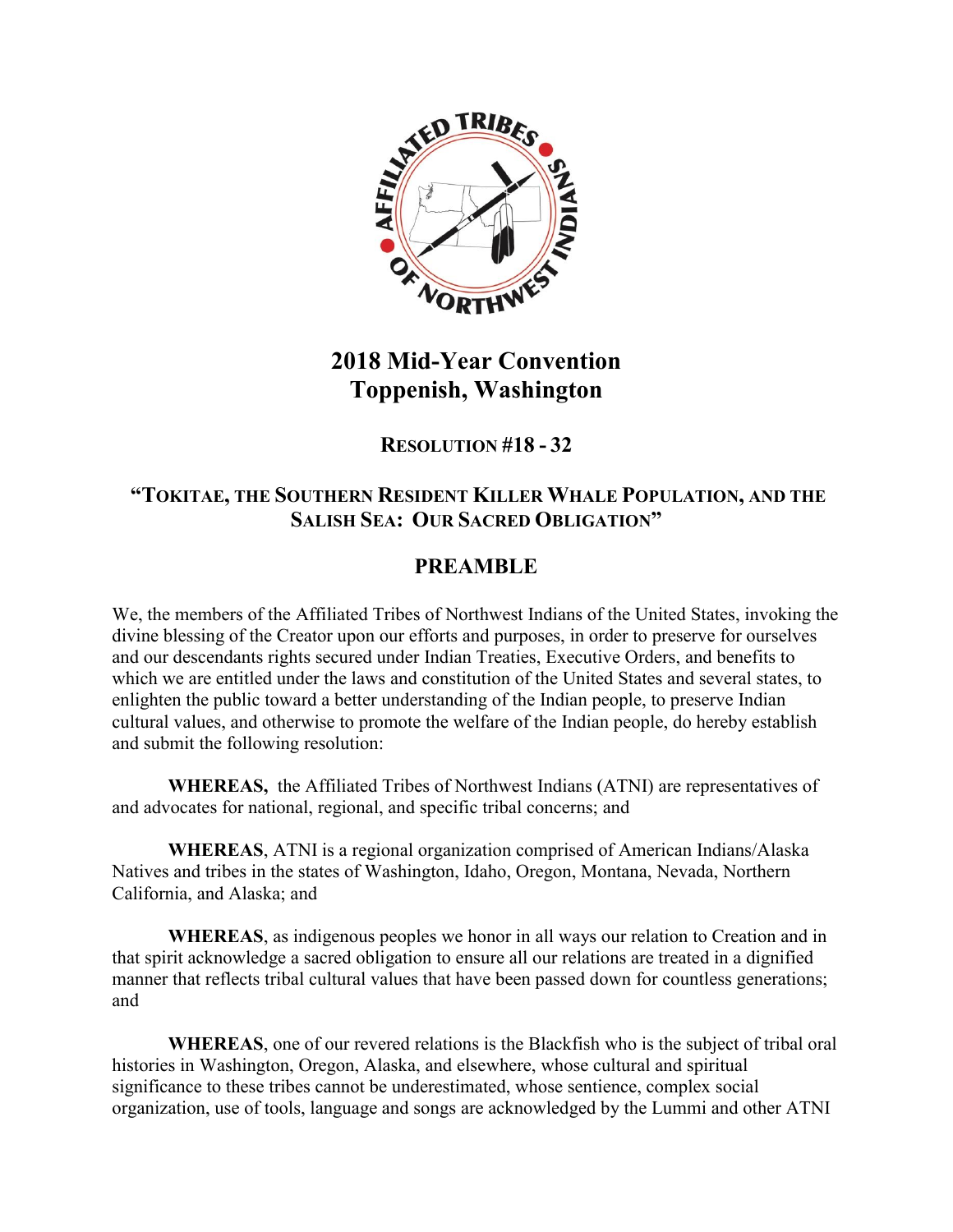# 2018 Mid-Year Convention
# Toppenish, Washington

## Resolution #18 - 32

### "Tokitae, the Southern Resident Killer Whale Population, and the Salish Sea: Our Sacred Obligation"

## PREAMBLE

We, the members of the Affiliated Tribes of Northwest Indians of the United States, invoking the divine blessing of the Creator upon our efforts and purposes, in order to preserve for ourselves and our descendants rights secured under Indian Treaties, Executive Orders, and benefits to which we are entitled under the laws and constitution of the United States and several states, to enlighten the public toward a better understanding of the Indian people, to preserve Indian cultural values, and otherwise to promote the welfare of the Indian people, do hereby establish and submit the following resolution:

**WHEREAS,** the Affiliated Tribes of Northwest Indians (ATNI) are representatives of and advocates for national, regional, and specific tribal concerns; and

**WHEREAS**, ATNI is a regional organization comprised of American Indians/Alaska Natives and tribes in the states of Washington, Idaho, Oregon, Montana, Nevada, Northern California, and Alaska; and

**WHEREAS**, as indigenous peoples we honor in all ways our relation to Creation and in that spirit acknowledge a sacred obligation to ensure all our relations are treated in a dignified manner that reflects tribal cultural values that have been passed down for countless generations; and

**WHEREAS**, one of our revered relations is the Blackfish who is the subject of tribal oral histories in Washington, Oregon, Alaska, and elsewhere, whose cultural and spiritual significance to these tribes cannot be underestimated, whose sentience, complex social organization, use of tools, language and songs are acknowledged by the Lummi and other ATNI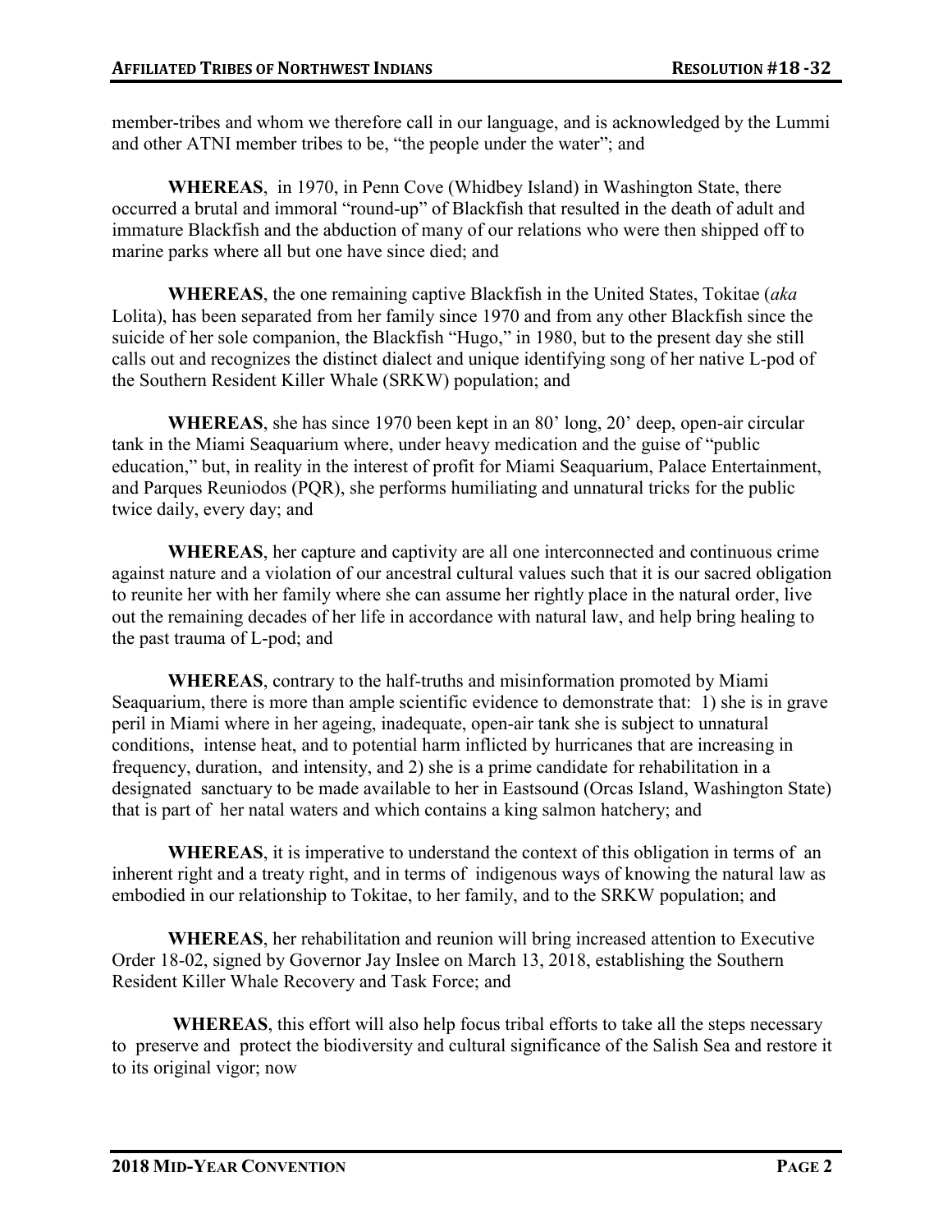member-tribes and whom we therefore call in our language, and is acknowledged by the Lummi and other ATNI member tribes to be, "the people under the water"; and

**WHEREAS**, in 1970, in Penn Cove (Whidbey Island) in Washington State, there occurred a brutal and immoral "round-up" of Blackfish that resulted in the death of adult and immature Blackfish and the abduction of many of our relations who were then shipped off to marine parks where all but one have since died; and

**WHEREAS**, the one remaining captive Blackfish in the United States, Tokitae (*aka* Lolita), has been separated from her family since 1970 and from any other Blackfish since the suicide of her sole companion, the Blackfish "Hugo," in 1980, but to the present day she still calls out and recognizes the distinct dialect and unique identifying song of her native L-pod of the Southern Resident Killer Whale (SRKW) population; and

**WHEREAS**, she has since 1970 been kept in an 80' long, 20' deep, open-air circular tank in the Miami Seaquarium where, under heavy medication and the guise of "public education," but, in reality in the interest of profit for Miami Seaquarium, Palace Entertainment, and Parques Reuniodos (PQR), she performs humiliating and unnatural tricks for the public twice daily, every day; and

**WHEREAS**, her capture and captivity are all one interconnected and continuous crime against nature and a violation of our ancestral cultural values such that it is our sacred obligation to reunite her with her family where she can assume her rightly place in the natural order, live out the remaining decades of her life in accordance with natural law, and help bring healing to the past trauma of L-pod; and

**WHEREAS**, contrary to the half-truths and misinformation promoted by Miami Seaquarium, there is more than ample scientific evidence to demonstrate that: 1) she is in grave peril in Miami where in her ageing, inadequate, open-air tank she is subject to unnatural conditions, intense heat, and to potential harm inflicted by hurricanes that are increasing in frequency, duration, and intensity, and 2) she is a prime candidate for rehabilitation in a designated sanctuary to be made available to her in Eastsound (Orcas Island, Washington State) that is part of her natal waters and which contains a king salmon hatchery; and

**WHEREAS**, it is imperative to understand the context of this obligation in terms of an inherent right and a treaty right, and in terms of indigenous ways of knowing the natural law as embodied in our relationship to Tokitae, to her family, and to the SRKW population; and

**WHEREAS**, her rehabilitation and reunion will bring increased attention to Executive Order 18-02, signed by Governor Jay Inslee on March 13, 2018, establishing the Southern Resident Killer Whale Recovery and Task Force; and

**WHEREAS**, this effort will also help focus tribal efforts to take all the steps necessary to preserve and protect the biodiversity and cultural significance of the Salish Sea and restore it to its original vigor; now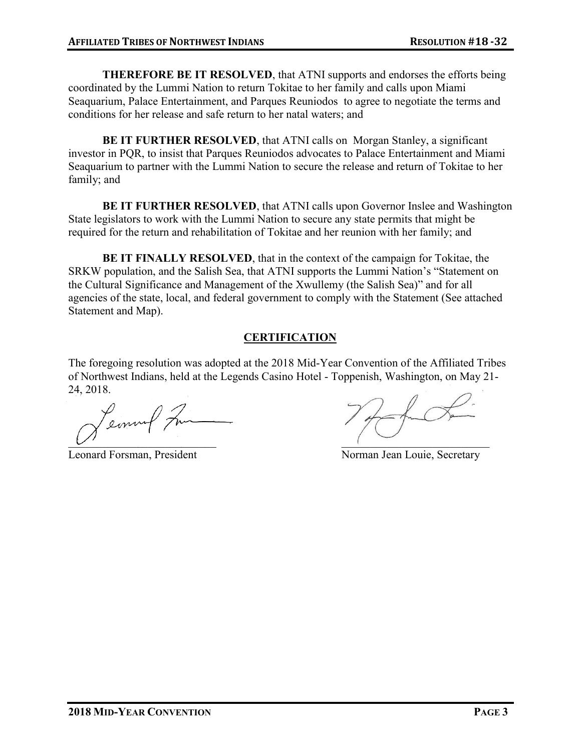**THEREFORE BE IT RESOLVED**, that ATNI supports and endorses the efforts being coordinated by the Lummi Nation to return Tokitae to her family and calls upon Miami Seaquarium, Palace Entertainment, and Parques Reuniodos to agree to negotiate the terms and conditions for her release and safe return to her natal waters; and

**BE IT FURTHER RESOLVED**, that ATNI calls on Morgan Stanley, a significant investor in PQR, to insist that Parques Reuniodos advocates to Palace Entertainment and Miami Seaquarium to partner with the Lummi Nation to secure the release and return of Tokitae to her family; and

**BE IT FURTHER RESOLVED**, that ATNI calls upon Governor Inslee and Washington State legislators to work with the Lummi Nation to secure any state permits that might be required for the return and rehabilitation of Tokitae and her reunion with her family; and

**BE IT FINALLY RESOLVED**, that in the context of the campaign for Tokitae, the SRKW population, and the Salish Sea, that ATNI supports the Lummi Nation's "Statement on the Cultural Significance and Management of the Xwullemy (the Salish Sea)" and for all agencies of the state, local, and federal government to comply with the Statement (See attached Statement and Map).

## CERTIFICATION

The foregoing resolution was adopted at the 2018 Mid-Year Convention of the Affiliated Tribes of Northwest Indians, held at the Legends Casino Hotel - Toppenish, Washington, on May 21-24, 2018.

Leonard Forsman, President

Norman Jean Louie, Secretary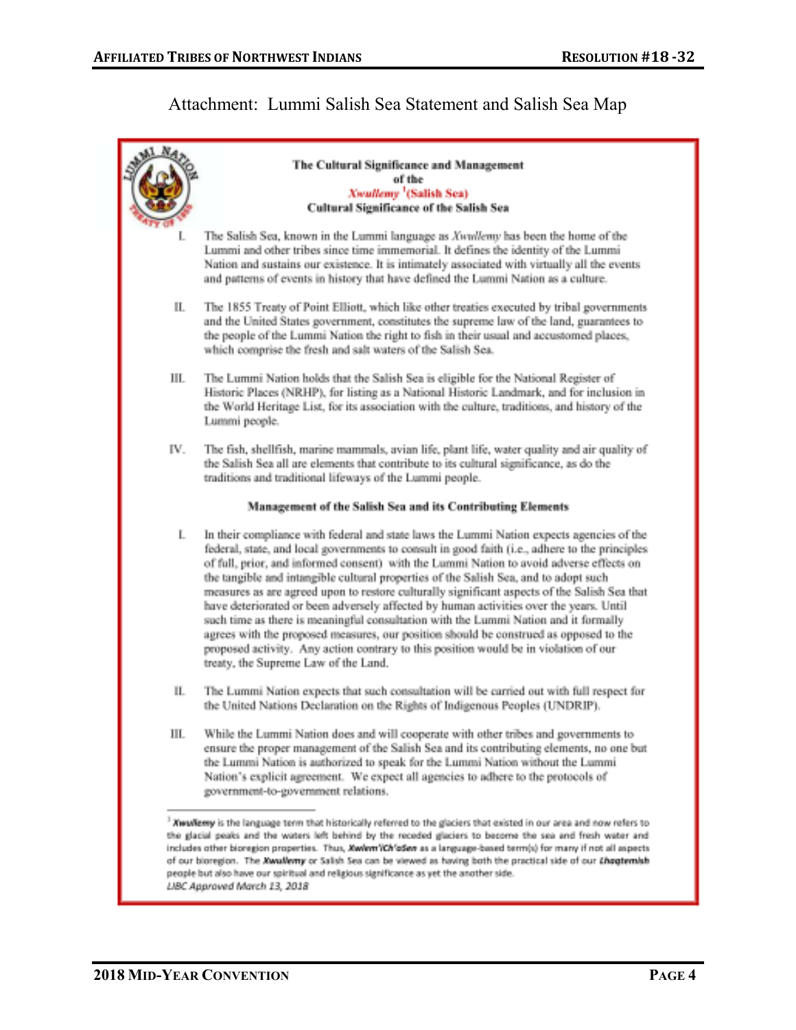Attachment: Lummi Salish Sea Statement and Salish Sea Map

**The Cultural Significance and Management of the *Xwullemy* [1](Salish Sea)**

**Cultural Significance of the Salish Sea**

I. The Salish Sea, known in the Lummi language as *Xwullemy* has been the home of the Lummi and other tribes since time immemorial. It defines the identity of the Lummi Nation and sustains our existence. It is intimately associated with virtually all the events and patterns of events in history that have defined the Lummi Nation as a culture.

II. The 1855 Treaty of Point Elliott, which like other treaties executed by tribal governments and the United States government, constitutes the supreme law of the land, guarantees to the people of the Lummi Nation the right to fish in their usual and accustomed places, which comprise the fresh and salt waters of the Salish Sea.

III. The Lummi Nation holds that the Salish Sea is eligible for the National Register of Historic Places (NRHP), for listing as a National Historic Landmark, and for inclusion in the World Heritage List, for its association with the culture, traditions, and history of the Lummi people.

IV. The fish, shellfish, marine mammals, avian life, plant life, water quality and air quality of the Salish Sea all are elements that contribute to its cultural significance, as do the traditions and traditional lifeways of the Lummi people.

**Management of the Salish Sea and its Contributing Elements**

I. In their compliance with federal and state laws the Lummi Nation expects agencies of the federal, state, and local governments to consult in good faith (i.e., adhere to the principles of full, prior, and informed consent) with the Lummi Nation to avoid adverse effects on the tangible and intangible cultural properties of the Salish Sea, and to adopt such measures as are agreed upon to restore culturally significant aspects of the Salish Sea that have deteriorated or been adversely affected by human activities over the years. Until such time as there is meaningful consultation with the Lummi Nation and it formally agrees with the proposed measures, our position should be construed as opposed to the proposed activity. Any action contrary to this position would be in violation of our treaty, the Supreme Law of the Land.

II. The Lummi Nation expects that such consultation will be carried out with full respect for the United Nations Declaration on the Rights of Indigenous Peoples (UNDRIP).

III. While the Lummi Nation does and will cooperate with other tribes and governments to ensure the proper management of the Salish Sea and its contributing elements, no one but the Lummi Nation is authorized to speak for the Lummi Nation without the Lummi Nation's explicit agreement. We expect all agencies to adhere to the protocols of government-to-government relations.

---

[1] ***Xwullemy*** is the language term that historically referred to the glaciers that existed in our area and now refers to the glacial peaks and the waters left behind by the receded glaciers to become the sea and fresh water and includes other bioregion properties. Thus, ***Xwlem'iCh'aSen*** as a language-based term(s) for many if not all aspects of our bioregion. The ***Xwullemy*** or Salish Sea can be viewed as having both the practical side of our ***Lhaqtemish*** people but also have our spiritual and religious significance as yet the another side.

*LIBC Approved March 13, 2018*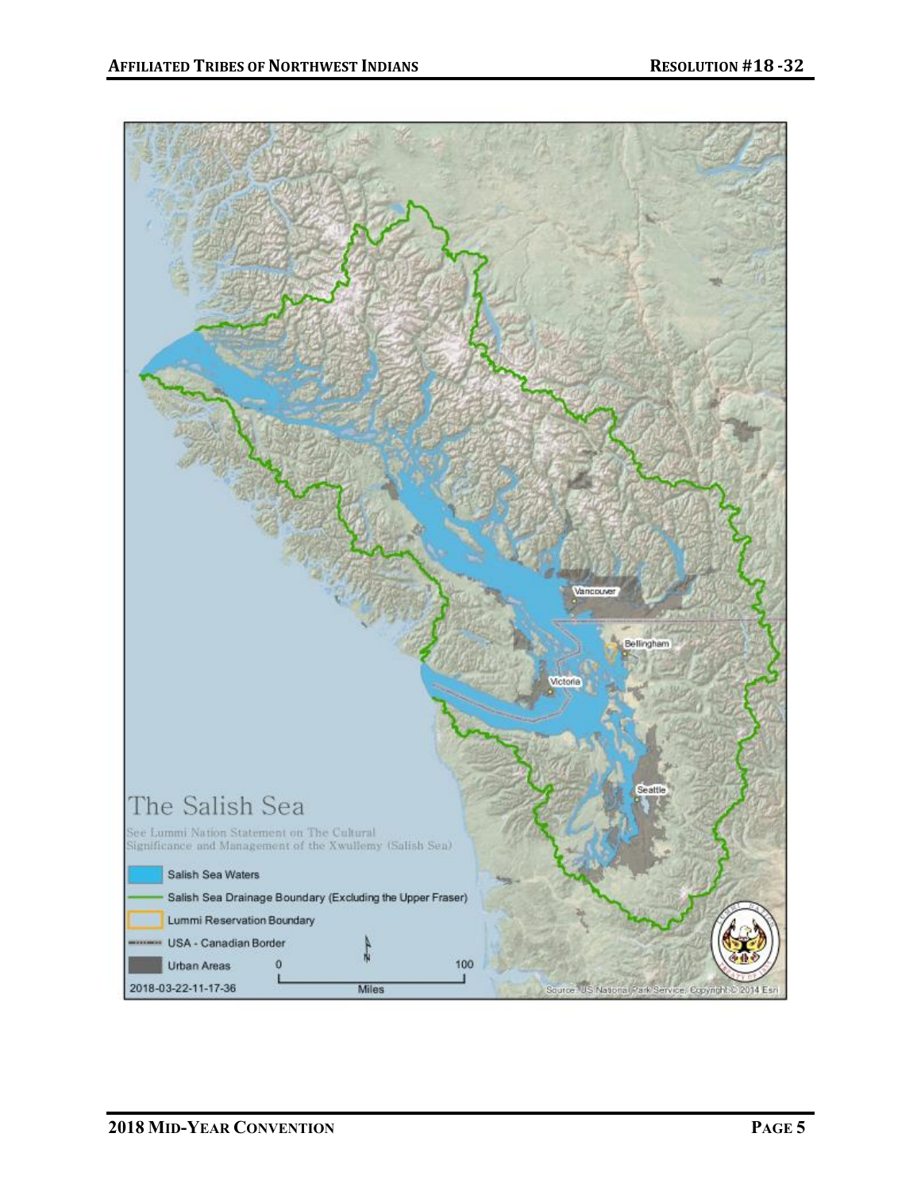The Salish Sea

See Lummi Nation Statement on The Cultural Significance and Management of the Xwullemy (Salish Sea)

Salish Sea Waters

Salish Sea Drainage Boundary (Excluding the Upper Fraser)

Lummi Reservation Boundary

USA - Canadian Border

Urban Areas

0 100

Miles

2018-03-22-11-17-36

Vancouver

Bellingham

Victoria

Seattle

Source: US National Park Service, Copyright © 2014 Esri